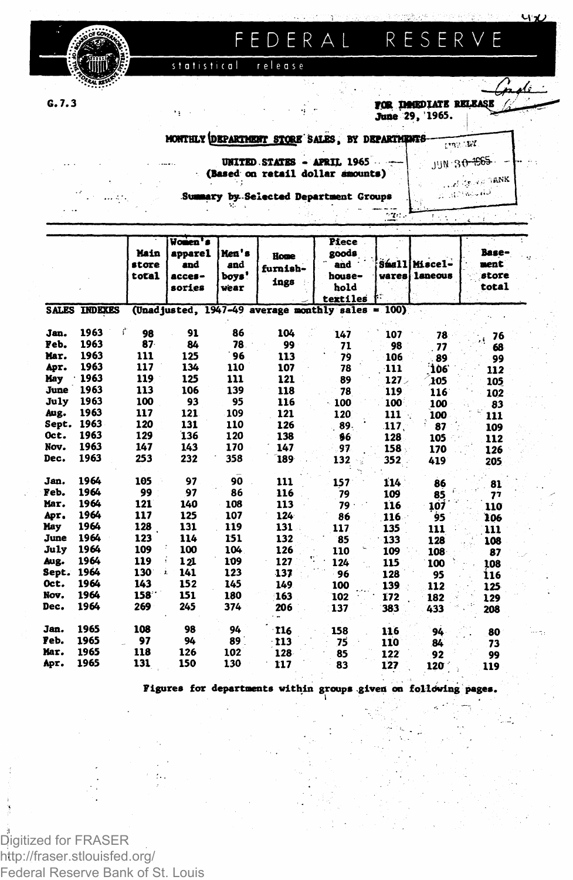FEDERAL RESERVE

statistical release

G.7.3

FOR IMMEDIATE RELEASE
June 29, 1965.

## MONTHLY DEPARTMENT STORE SALES, BY DEPARTMENTS

### UNITED STATES - APRIL 1965
(Based on retail dollar amounts)

Summary by Selected Department Groups

| | Main store total | Women's apparel and accessories | Men's and boys' wear | Home furnishings | Piece goods and household textiles | Small wares | Miscellaneous | Basement store total |
|---|---|---|---|---|---|---|---|---|
| **SALES INDEXES** | (Unadjusted, 1947-49 average monthly sales = 100) | | | | | | | |
| Jan. 1963 | 98 | 91 | 86 | 104 | 147 | 107 | 78 | 76 |
| Feb. 1963 | 87 | 84 | 78 | 99 | 71 | 98 | 77 | 68 |
| Mar. 1963 | 111 | 125 | 96 | 113 | 79 | 106 | 89 | 99 |
| Apr. 1963 | 117 | 134 | 110 | 107 | 78 | 111 | 106 | 112 |
| May 1963 | 119 | 125 | 111 | 121 | 89 | 127 | 105 | 105 |
| June 1963 | 113 | 106 | 139 | 118 | 78 | 119 | 116 | 102 |
| July 1963 | 100 | 93 | 95 | 116 | 100 | 100 | 100 | 83 |
| Aug. 1963 | 117 | 121 | 109 | 121 | 120 | 111 | 100 | 111 |
| Sept. 1963 | 120 | 131 | 110 | 126 | 89 | 117 | 87 | 109 |
| Oct. 1963 | 129 | 136 | 120 | 138 | 96 | 128 | 105 | 112 |
| Nov. 1963 | 147 | 143 | 170 | 147 | 97 | 158 | 170 | 126 |
| Dec. 1963 | 253 | 232 | 358 | 189 | 132 | 352 | 419 | 205 |
| Jan. 1964 | 105 | 97 | 90 | 111 | 157 | 114 | 86 | 81 |
| Feb. 1964 | 99 | 97 | 86 | 116 | 79 | 109 | 85 | 77 |
| Mar. 1964 | 121 | 140 | 108 | 113 | 79 | 116 | 107 | 110 |
| Apr. 1964 | 117 | 125 | 107 | 124 | 86 | 116 | 95 | 106 |
| May 1964 | 128 | 131 | 119 | 131 | 117 | 135 | 111 | 111 |
| June 1964 | 123 | 114 | 151 | 132 | 85 | 133 | 128 | 108 |
| July 1964 | 109 | 100 | 104 | 126 | 110 | 109 | 108 | 87 |
| Aug. 1964 | 119 | 121 | 109 | 127 | 124 | 115 | 100 | 108 |
| Sept. 1964 | 130 | 141 | 123 | 137 | 96 | 128 | 95 | 116 |
| Oct. 1964 | 143 | 152 | 145 | 149 | 100 | 139 | 112 | 125 |
| Nov. 1964 | 158 | 151 | 180 | 163 | 102 | 172 | 182 | 129 |
| Dec. 1964 | 269 | 245 | 374 | 206 | 137 | 383 | 433 | 208 |
| Jan. 1965 | 108 | 98 | 94 | 116 | 158 | 116 | 94 | 80 |
| Feb. 1965 | 97 | 94 | 89 | 113 | 75 | 110 | 84 | 73 |
| Mar. 1965 | 118 | 126 | 102 | 128 | 85 | 122 | 92 | 99 |
| Apr. 1965 | 131 | 150 | 130 | 117 | 83 | 127 | 120 | 119 |

Figures for departments within groups given on following pages.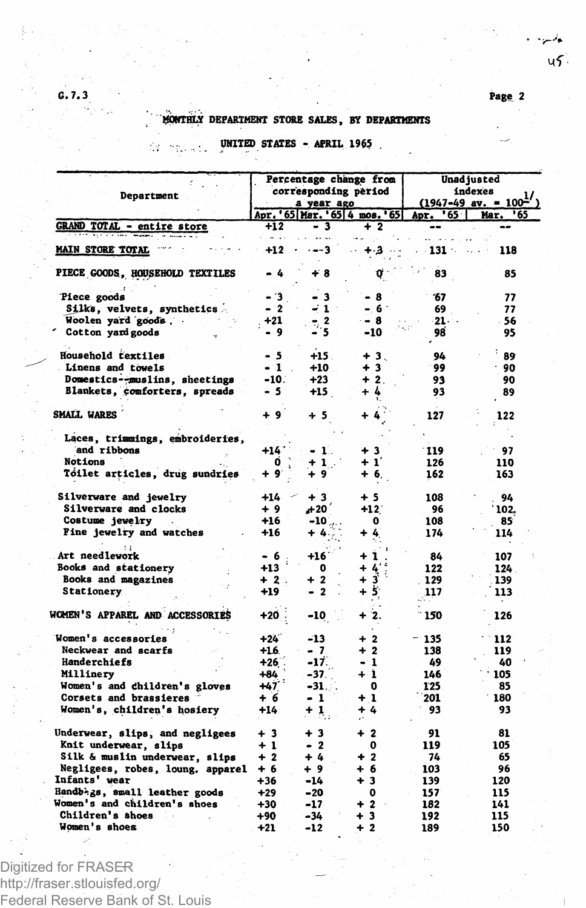G.7.3

## MONTHLY DEPARTMENT STORE SALES, BY DEPARTMENTS

### UNITED STATES - APRIL 1965

| Department | Percentage change from corresponding period a year ago | | | Unadjusted indexes (1947-49 av. = 100[1/]) | |
|---|---|---|---|---|---|
| | Apr. '65 | Mar. '65 | 4 mos. '65 | Apr. '65 | Mar. '65 |
| GRAND TOTAL - entire store | +12 | - 3 | + 2 | -- | -- |
| MAIN STORE TOTAL | +12 | -3 | +3 | 131 | 118 |
| PIECE GOODS, HOUSEHOLD TEXTILES | - 4 | + 8 | 0 | 83 | 85 |
| Piece goods | - 3 | - 3 | - 8 | 67 | 77 |
| Silks, velvets, synthetics | - 2 | - 1 | - 6 | 69 | 77 |
| Woolen yard goods | +21 | - 2 | - 8 | 21 | 56 |
| Cotton yard goods | - 9 | - 5 | -10 | 98 | 95 |
| Household textiles | - 5 | +15 | + 3 | 94 | 89 |
| Linens and towels | - 1 | +10 | + 3 | 99 | 90 |
| Domestics--muslins, sheetings | -10 | +23 | + 2 | 93 | 90 |
| Blankets, comforters, spreads | - 5 | +15 | + 4 | 93 | 89 |
| SMALL WARES | + 9 | + 5 | + 4 | 127 | 122 |
| Laces, trimmings, embroideries, and ribbons | +14 | - 1 | + 3 | 119 | 97 |
| Notions | 0 | + 1 | + 1 | 126 | 110 |
| Toilet articles, drug sundries | + 9 | + 9 | + 6 | 162 | 163 |
| Silverware and jewelry | +14 | + 3 | + 5 | 108 | 94 |
| Silverware and clocks | + 9 | +20 | +12 | 96 | 102 |
| Costume jewelry | +16 | -10 | 0 | 108 | 85 |
| Fine jewelry and watches | +16 | + 4 | + 4 | 174 | 114 |
| Art needlework | - 6 | +16 | + 1 | 84 | 107 |
| Books and stationery | +13 | 0 | + 4 | 122 | 124 |
| Books and magazines | + 2 | + 2 | + 3 | 129 | 139 |
| Stationery | +19 | - 2 | + 5 | 117 | 113 |
| WOMEN'S APPAREL AND ACCESSORIES | +20 | -10 | + 2 | 150 | 126 |
| Women's accessories | +24 | -13 | + 2 | 135 | 112 |
| Neckwear and scarfs | +16 | - 7 | + 2 | 138 | 119 |
| Handkerchiefs | +26 | -17 | - 1 | 49 | 40 |
| Millinery | +84 | -37 | + 1 | 146 | 105 |
| Women's and children's gloves | +47 | -31 | 0 | 125 | 85 |
| Corsets and brassieres | + 6 | - 1 | + 1 | 201 | 180 |
| Women's, children's hosiery | +14 | + 1 | + 4 | 93 | 93 |
| Underwear, slips, and negligees | + 3 | + 3 | + 2 | 91 | 81 |
| Knit underwear, slips | + 1 | - 2 | 0 | 119 | 105 |
| Silk & muslin underwear, slips | + 2 | + 4 | + 2 | 74 | 65 |
| Negligees, robes, loung. apparel | + 6 | + 9 | + 6 | 103 | 96 |
| Infants' wear | +36 | -14 | + 3 | 139 | 120 |
| Handbags, small leather goods | +29 | -20 | 0 | 157 | 115 |
| Women's and children's shoes | +30 | -17 | + 2 | 182 | 141 |
| Children's shoes | +90 | -34 | + 3 | 192 | 115 |
| Women's shoes | +21 | -12 | + 2 | 189 | 150 |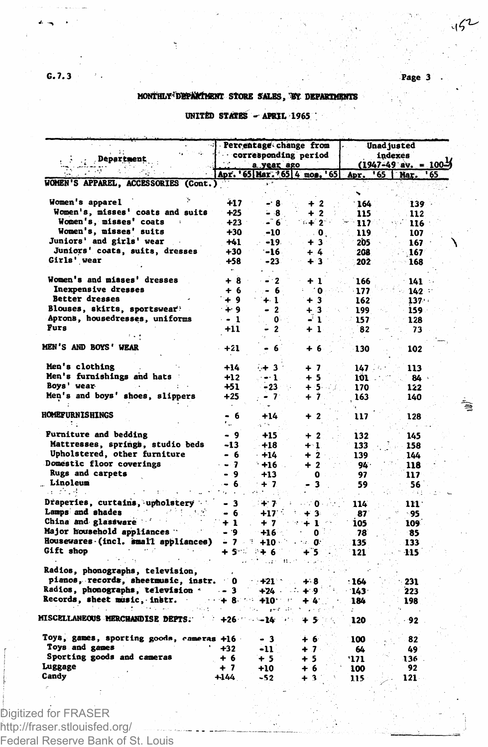G.7.3

## MONTHLY DEPARTMENT STORE SALES, BY DEPARTMENTS

### UNITED STATES - APRIL 1965

| Department | Percentage change from corresponding period a year ago | | | Unadjusted indexes (1947-49 av. = 100)[1] | |
|---|---|---|---|---|---|
| | Apr. '65 | Mar. '65 | 4 mos. '65 | Apr. '65 | Mar. '65 |
| **WOMEN'S APPAREL, ACCESSORIES (Cont.)** | | | | | |
| Women's apparel | +17 | - 8 | + 2 | 164 | 139 |
| Women's, misses' coats and suits | +25 | - 8 | + 2 | 115 | 112 |
| Women's, misses' coats | +23 | - 6 | + 2 | 117 | 116 |
| Women's, misses' suits | +30 | -10 | 0 | 119 | 107 |
| Juniors' and girls' wear | +41 | -19 | + 3 | 205 | 167 |
| Juniors' coats, suits, dresses | +30 | -16 | + 4 | 208 | 167 |
| Girls' wear | +58 | -23 | + 3 | 202 | 168 |
| Women's and misses' dresses | + 8 | - 2 | + 1 | 166 | 141 |
| Inexpensive dresses | + 6 | - 6 | 0 | 177 | 142 |
| Better dresses | + 9 | + 1 | + 3 | 162 | 137 |
| Blouses, skirts, sportswear | + 9 | - 2 | + 3 | 199 | 159 |
| Aprons, housedresses, uniforms | - 1 | 0 | - 1 | 157 | 128 |
| Furs | +11 | - 2 | + 1 | 82 | 73 |
| **MEN'S AND BOYS' WEAR** | +21 | - 6 | + 6 | 130 | 102 |
| Men's clothing | +14 | + 3 | + 7 | 147 | 113 |
| Men's furnishings and hats | +12 | - 1 | + 5 | 101 | 84 |
| Boys' wear | +51 | -23 | + 5 | 170 | 122 |
| Men's and boys' shoes, slippers | +25 | - 7 | + 7 | 163 | 140 |
| **HOMEFURNISHINGS** | - 6 | +14 | + 2 | 117 | 128 |
| Furniture and bedding | - 9 | +15 | + 2 | 132 | 145 |
| Mattresses, springs, studio beds | -13 | +18 | + 1 | 133 | 158 |
| Upholstered, other furniture | - 6 | +14 | + 2 | 139 | 144 |
| Domestic floor coverings | - 7 | +16 | + 2 | 94 | 118 |
| Rugs and carpets | - 9 | +13 | 0 | 97 | 117 |
| Linoleum | - 6 | + 7 | - 3 | 59 | 56 |
| Draperies, curtains, upholstery | - 3 | + 7 | 0 | 114 | 111 |
| Lamps and shades | - 6 | +17 | + 3 | 87 | 95 |
| China and glassware | + 1 | + 7 | + 1 | 105 | 109 |
| Major household appliances | - 9 | +16 | 0 | 78 | 85 |
| Housewares (incl. small appliances) | - 7 | +10 | 0 | 135 | 133 |
| Gift shop | + 5 | + 6 | + 5 | 121 | 115 |
| Radios, phonographs, television, pianos, records, sheetmusic, instr. | 0 | +21 | + 8 | 164 | 231 |
| Radios, phonographs, television | - 3 | +24 | + 9 | 143 | 223 |
| Records, sheet music, instr. | + 8 | +10 | + 4 | 184 | 198 |
| **MISCELLANEOUS MERCHANDISE DEPTS.** | +26 | -14 | + 5 | 120 | 92 |
| Toys, games, sporting goods, cameras | +16 | - 3 | + 6 | 100 | 82 |
| Toys and games | +32 | -11 | + 7 | 64 | 49 |
| Sporting goods and cameras | + 6 | + 5 | + 5 | 171 | 136 |
| Luggage | + 7 | +10 | + 6 | 100 | 92 |
| Candy | +144 | -52 | + 3 | 115 | 121 |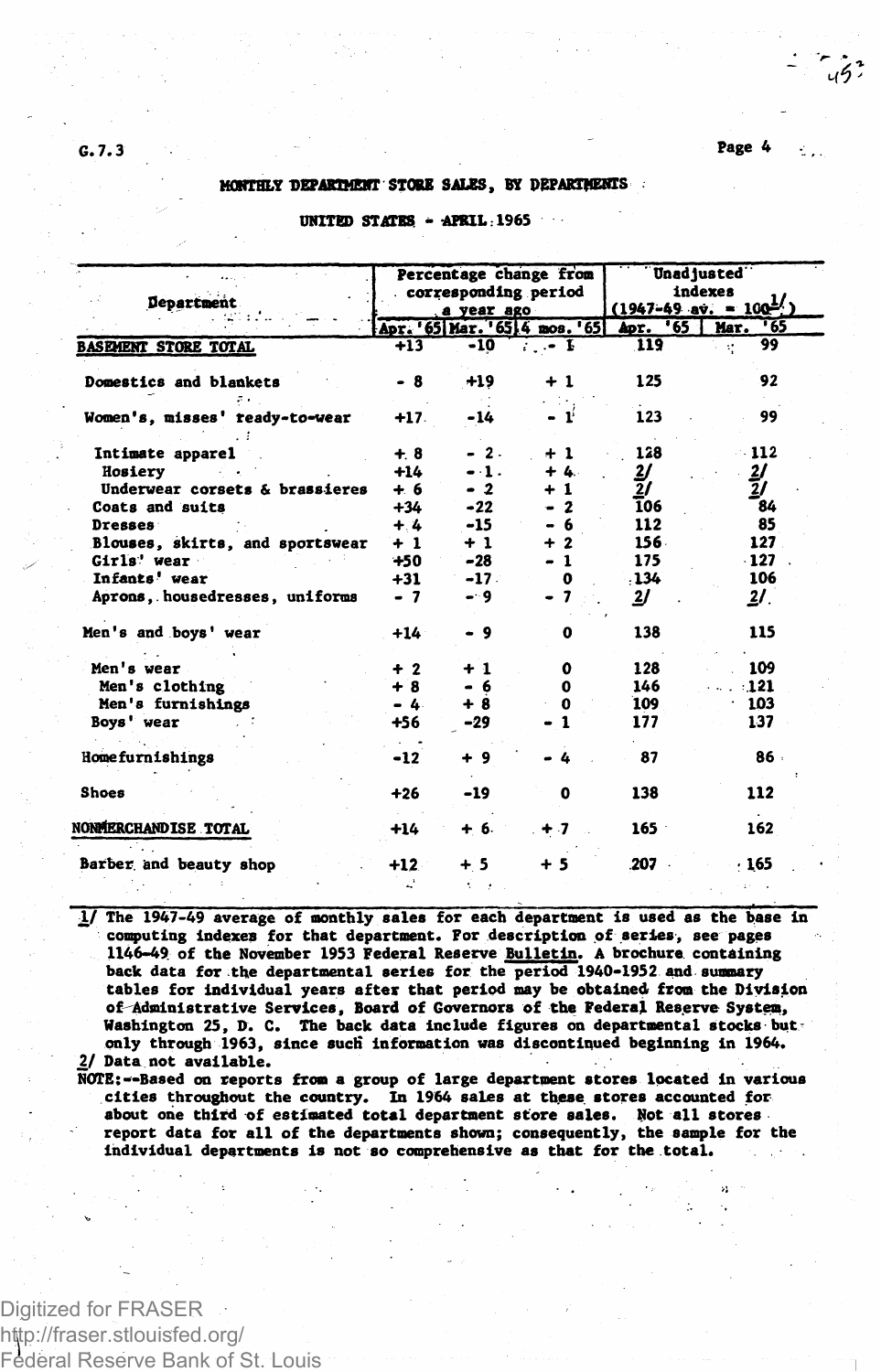G.7.3

## MONTHLY DEPARTMENT STORE SALES, BY DEPARTMENTS

### UNITED STATES - APRIL 1965

| Department | Percentage change from corresponding period a year ago | | | Unadjusted indexes (1947-49 av. = 100[1/]) | |
|---|---|---|---|---|---|
| | Apr. '65 | Mar. '65 | 4 mos. '65 | Apr. '65 | Mar. '65 |
| BASEMENT STORE TOTAL | +13 | -10 | - 1 | 119 | 99 |
| Domestics and blankets | - 8 | +19 | + 1 | 125 | 92 |
| Women's, misses' ready-to-wear | +17 | -14 | - 1 | 123 | 99 |
| Intimate apparel | + 8 | - 2 | + 1 | 128 | 112 |
| Hosiery | +14 | - 1 | + 4 | 2/ | 2/ |
| Underwear corsets & brassieres | + 6 | - 2 | + 1 | 2/ | 2/ |
| Coats and suits | +34 | -22 | - 2 | 106 | 84 |
| Dresses | + 4 | -15 | - 6 | 112 | 85 |
| Blouses, skirts, and sportswear | + 1 | + 1 | + 2 | 156 | 127 |
| Girls' wear | +50 | -28 | - 1 | 175 | 127 |
| Infants' wear | +31 | -17 | 0 | 134 | 106 |
| Aprons, housedresses, uniforms | - 7 | - 9 | - 7 | 2/ | 2/ |
| Men's and boys' wear | +14 | - 9 | 0 | 138 | 115 |
| Men's wear | + 2 | + 1 | 0 | 128 | 109 |
| Men's clothing | + 8 | - 6 | 0 | 146 | 121 |
| Men's furnishings | - 4 | + 8 | 0 | 109 | 103 |
| Boys' wear | +56 | -29 | - 1 | 177 | 137 |
| Homefurnishings | -12 | + 9 | - 4 | 87 | 86 |
| Shoes | +26 | -19 | 0 | 138 | 112 |
| NONMERCHANDISE TOTAL | +14 | + 6 | + 7 | 165 | 162 |
| Barber and beauty shop | +12 | + 5 | + 5 | 207 | 165 |

1/ The 1947-49 average of monthly sales for each department is used as the base in computing indexes for that department. For description of series, see pages 1146-49 of the November 1953 Federal Reserve Bulletin. A brochure containing back data for the departmental series for the period 1940-1952 and summary tables for individual years after that period may be obtained from the Division of Administrative Services, Board of Governors of the Federal Reserve System, Washington 25, D. C. The back data include figures on departmental stocks but only through 1963, since such information was discontinued beginning in 1964.

2/ Data not available.

NOTE:--Based on reports from a group of large department stores located in various cities throughout the country. In 1964 sales at these stores accounted for about one third of estimated total department store sales. Not all stores report data for all of the departments shown; consequently, the sample for the individual departments is not so comprehensive as that for the total.